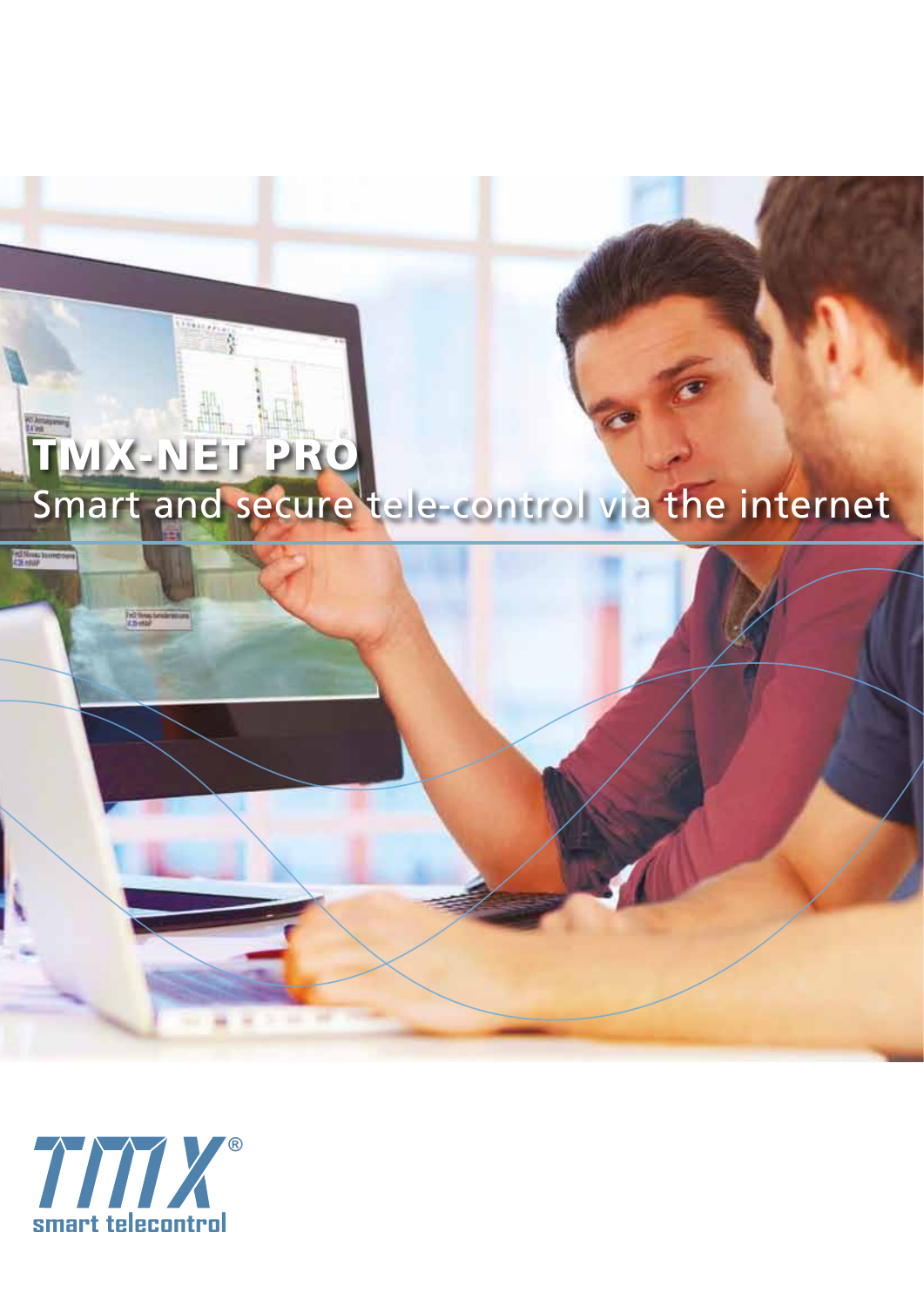# TMX-NET PRO

## Smart and secure tele-control via the internet

TMX®
smart telecontrol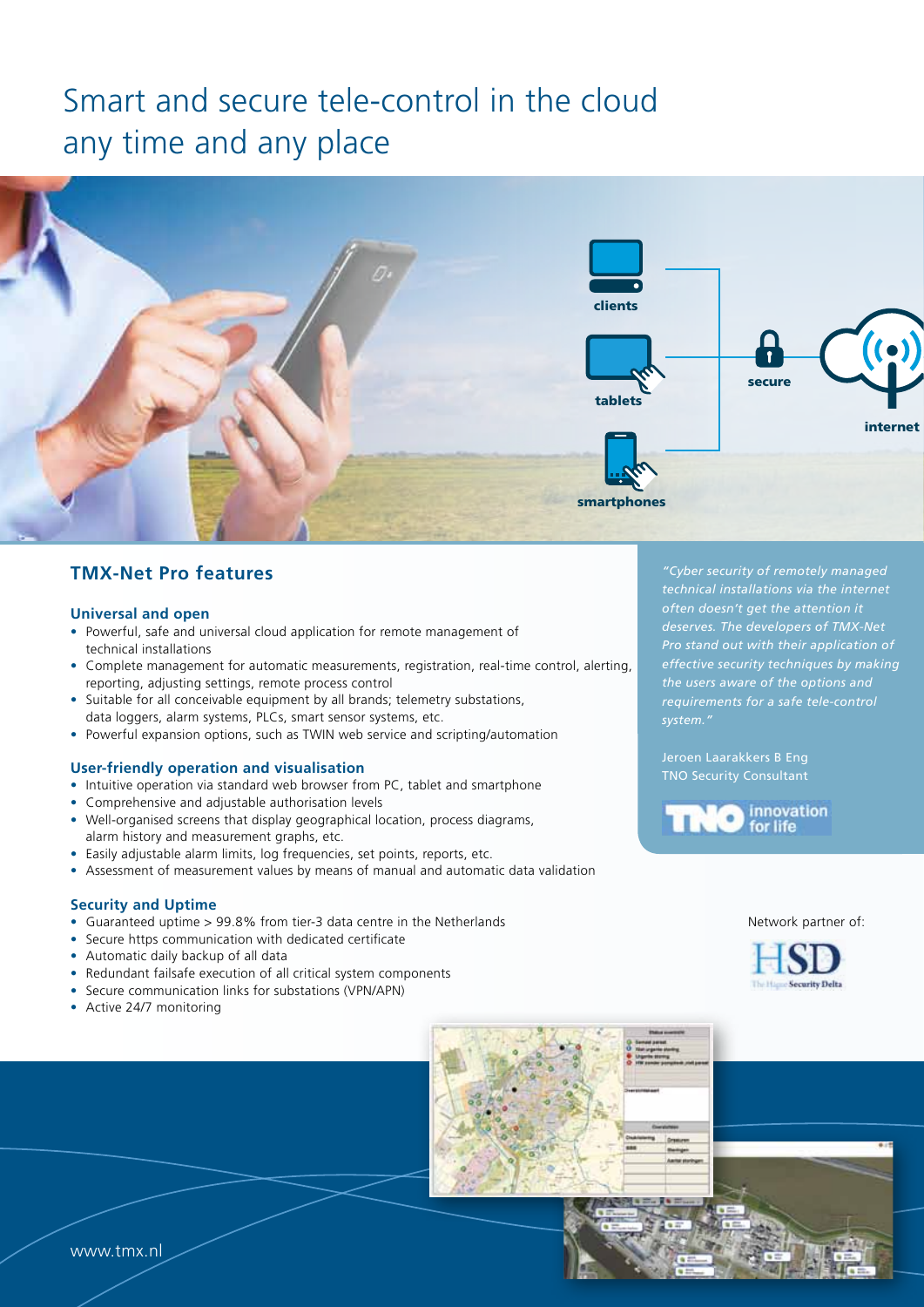# Smart and secure tele-control in the cloud any time and any place

clients

tablets

smartphones

secure

internet

## TMX-Net Pro features

### Universal and open

- Powerful, safe and universal cloud application for remote management of technical installations
- Complete management for automatic measurements, registration, real-time control, alerting, reporting, adjusting settings, remote process control
- Suitable for all conceivable equipment by all brands; telemetry substations, data loggers, alarm systems, PLCs, smart sensor systems, etc.
- Powerful expansion options, such as TWIN web service and scripting/automation

### User-friendly operation and visualisation

- Intuitive operation via standard web browser from PC, tablet and smartphone
- Comprehensive and adjustable authorisation levels
- Well-organised screens that display geographical location, process diagrams, alarm history and measurement graphs, etc.
- Easily adjustable alarm limits, log frequencies, set points, reports, etc.
- Assessment of measurement values by means of manual and automatic data validation

### Security and Uptime

- Guaranteed uptime > 99.8% from tier-3 data centre in the Netherlands
- Secure https communication with dedicated certificate
- Automatic daily backup of all data
- Redundant failsafe execution of all critical system components
- Secure communication links for substations (VPN/APN)
- Active 24/7 monitoring

*"Cyber security of remotely managed technical installations via the internet often doesn't get the attention it deserves. The developers of TMX-Net Pro stand out with their application of effective security techniques by making the users aware of the options and requirements for a safe tele-control system."*

Jeroen Laarakkers B Eng
TNO Security Consultant

TNO innovation for life

Network partner of:

HSD The Hague Security Delta

www.tmx.nl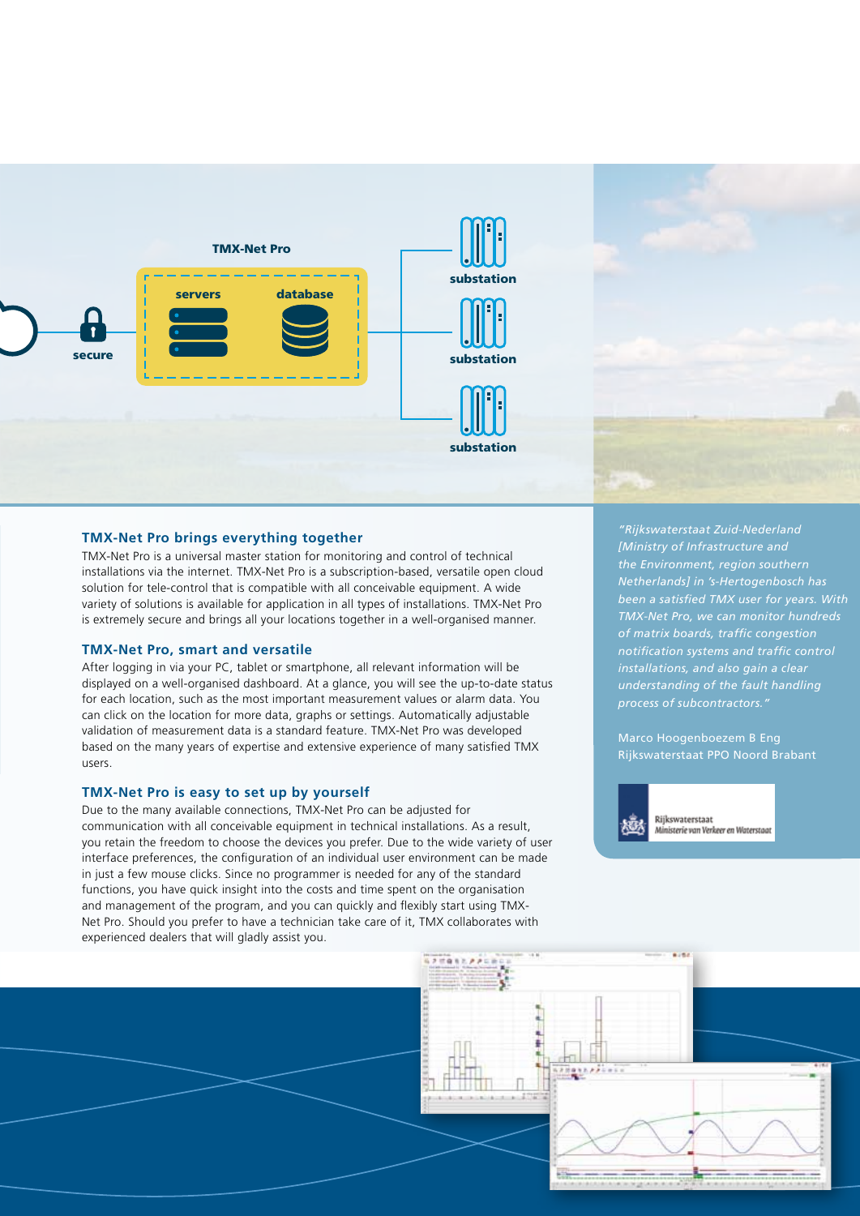TMX-Net Pro

servers

database

secure

substation

substation

substation

## TMX-Net Pro brings everything together

TMX-Net Pro is a universal master station for monitoring and control of technical installations via the internet. TMX-Net Pro is a subscription-based, versatile open cloud solution for tele-control that is compatible with all conceivable equipment. A wide variety of solutions is available for application in all types of installations. TMX-Net Pro is extremely secure and brings all your locations together in a well-organised manner.

## TMX-Net Pro, smart and versatile

After logging in via your PC, tablet or smartphone, all relevant information will be displayed on a well-organised dashboard. At a glance, you will see the up-to-date status for each location, such as the most important measurement values or alarm data. You can click on the location for more data, graphs or settings. Automatically adjustable validation of measurement data is a standard feature. TMX-Net Pro was developed based on the many years of expertise and extensive experience of many satisfied TMX users.

## TMX-Net Pro is easy to set up by yourself

Due to the many available connections, TMX-Net Pro can be adjusted for communication with all conceivable equipment in technical installations. As a result, you retain the freedom to choose the devices you prefer. Due to the wide variety of user interface preferences, the configuration of an individual user environment can be made in just a few mouse clicks. Since no programmer is needed for any of the standard functions, you have quick insight into the costs and time spent on the organisation and management of the program, and you can quickly and flexibly start using TMX-Net Pro. Should you prefer to have a technician take care of it, TMX collaborates with experienced dealers that will gladly assist you.

*"Rijkswaterstaat Zuid-Nederland [Ministry of Infrastructure and the Environment, region southern Netherlands] in 's-Hertogenbosch has been a satisfied TMX user for years. With TMX-Net Pro, we can monitor hundreds of matrix boards, traffic congestion notification systems and traffic control installations, and also gain a clear understanding of the fault handling process of subcontractors."*

Marco Hoogenboezem B Eng
Rijkswaterstaat PPO Noord Brabant

Rijkswaterstaat
Ministerie van Verkeer en Waterstaat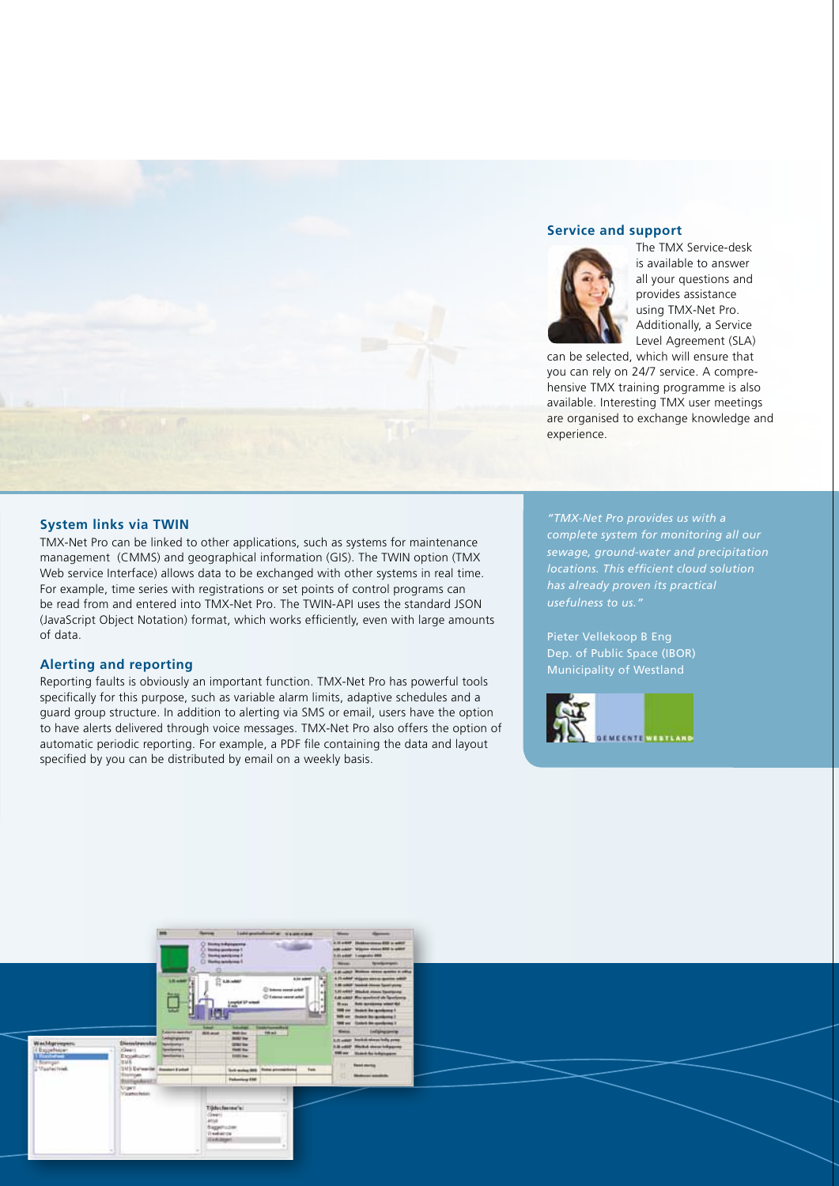## Service and support

The TMX Service-desk is available to answer all your questions and provides assistance using TMX-Net Pro. Additionally, a Service Level Agreement (SLA) can be selected, which will ensure that you can rely on 24/7 service. A comprehensive TMX training programme is also available. Interesting TMX user meetings are organised to exchange knowledge and experience.

## System links via TWIN

TMX-Net Pro can be linked to other applications, such as systems for maintenance management (CMMS) and geographical information (GIS). The TWIN option (TMX Web service Interface) allows data to be exchanged with other systems in real time. For example, time series with registrations or set points of control programs can be read from and entered into TMX-Net Pro. The TWIN-API uses the standard JSON (JavaScript Object Notation) format, which works efficiently, even with large amounts of data.

## Alerting and reporting

Reporting faults is obviously an important function. TMX-Net Pro has powerful tools specifically for this purpose, such as variable alarm limits, adaptive schedules and a guard group structure. In addition to alerting via SMS or email, users have the option to have alerts delivered through voice messages. TMX-Net Pro also offers the option of automatic periodic reporting. For example, a PDF file containing the data and layout specified by you can be distributed by email on a weekly basis.

*"TMX-Net Pro provides us with a complete system for monitoring all our sewage, ground-water and precipitation locations. This efficient cloud solution has already proven its practical usefulness to us."*

Pieter Vellekoop B Eng
Dep. of Public Space (IBOR)
Municipality of Westland

GEMEENTE WESTLAND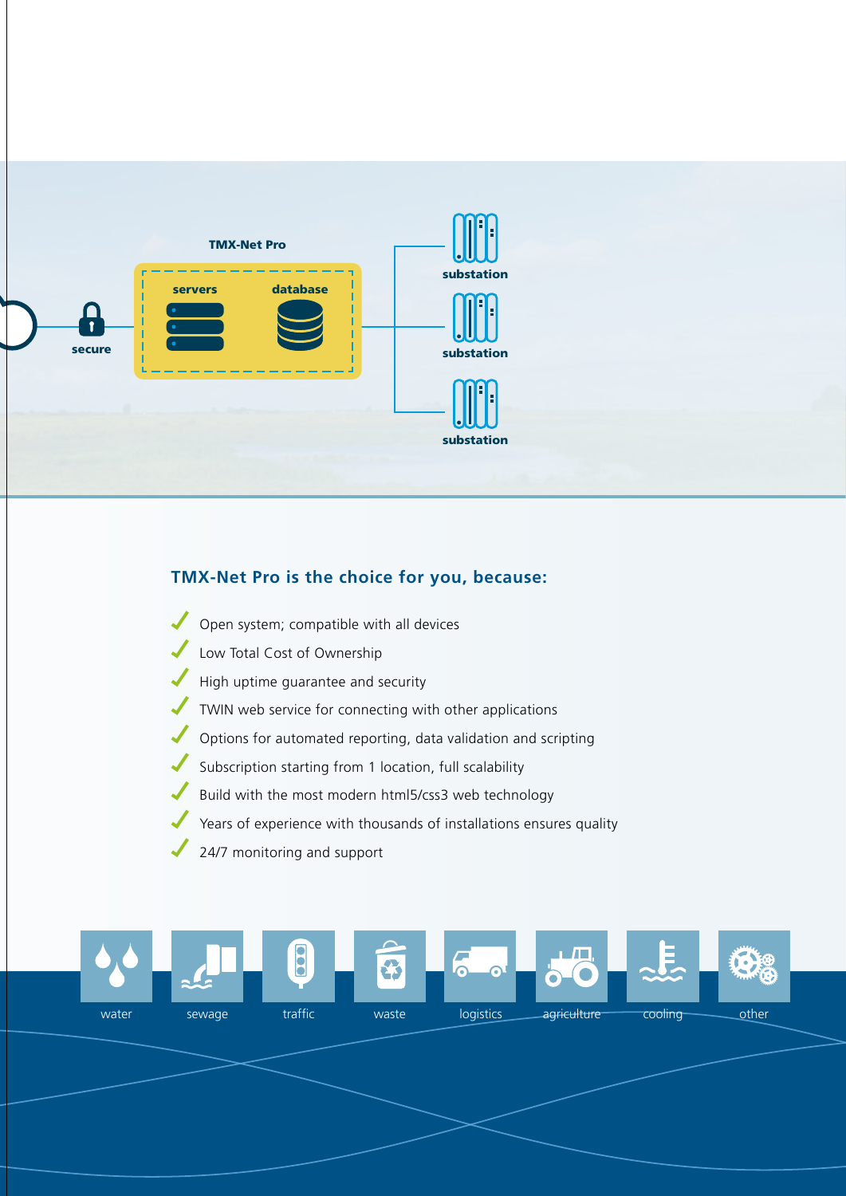**TMX-Net Pro**

servers

database

secure

substation

substation

substation

## TMX-Net Pro is the choice for you, because:

- Open system; compatible with all devices
- Low Total Cost of Ownership
- High uptime guarantee and security
- TWIN web service for connecting with other applications
- Options for automated reporting, data validation and scripting
- Subscription starting from 1 location, full scalability
- Build with the most modern html5/css3 web technology
- Years of experience with thousands of installations ensures quality
- 24/7 monitoring and support

water sewage traffic waste logistics agriculture cooling other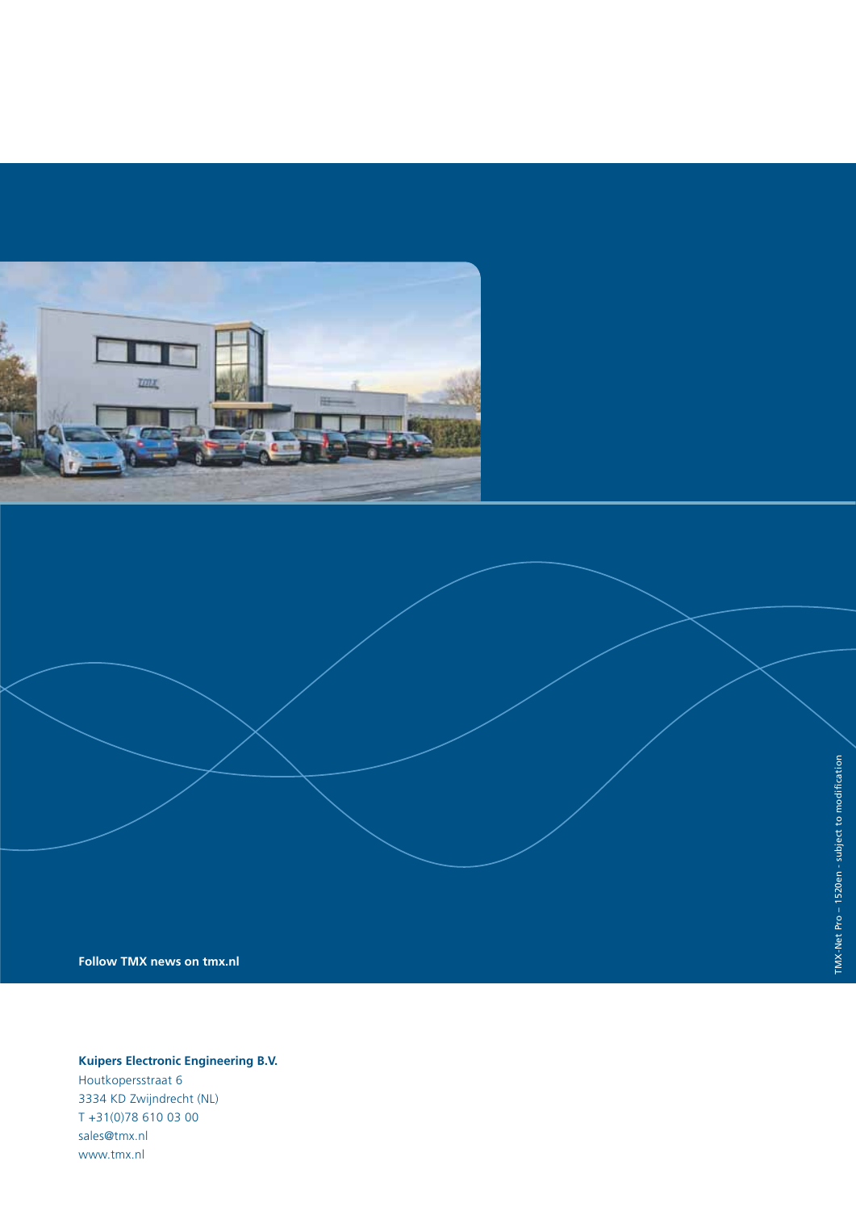**Follow TMX news on tmx.nl**

TMX-Net Pro – 1520en - subject to modification

**Kuipers Electronic Engineering B.V.**
Houtkopersstraat 6
3334 KD Zwijndrecht (NL)
T +31(0)78 610 03 00
sales@tmx.nl
www.tmx.nl